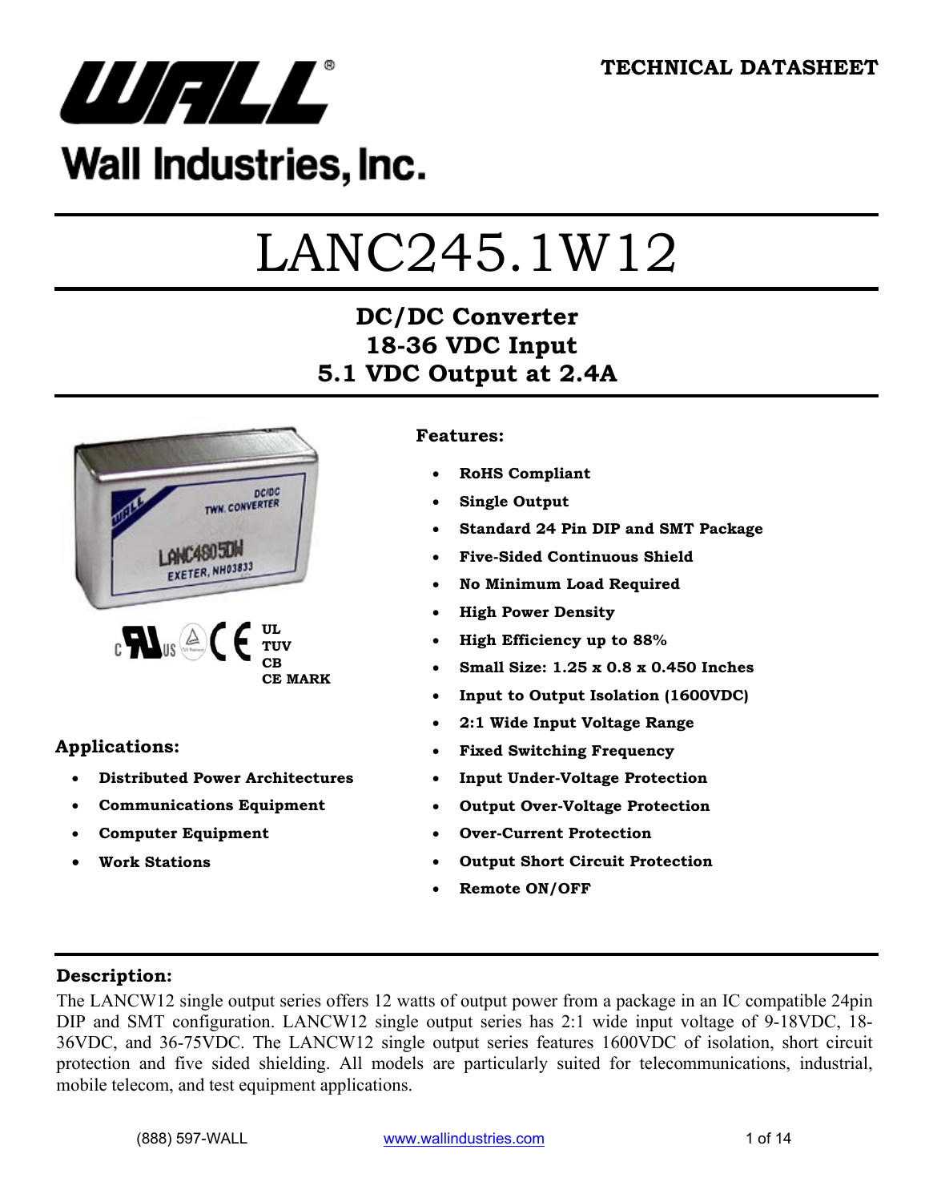**TECHNICAL DATASHEET**

Wall Industries, Inc.

# LANC245.1W12

## DC/DC Converter
## 18-36 VDC Input
## 5.1 VDC Output at 2.4A

UL
TUV
CB
CE MARK

### Features:

- **RoHS Compliant**
- **Single Output**
- **Standard 24 Pin DIP and SMT Package**
- **Five-Sided Continuous Shield**
- **No Minimum Load Required**
- **High Power Density**
- **High Efficiency up to 88%**
- **Small Size: 1.25 x 0.8 x 0.450 Inches**
- **Input to Output Isolation (1600VDC)**
- **2:1 Wide Input Voltage Range**
- **Fixed Switching Frequency**
- **Input Under-Voltage Protection**
- **Output Over-Voltage Protection**
- **Over-Current Protection**
- **Output Short Circuit Protection**
- **Remote ON/OFF**

### Applications:

- **Distributed Power Architectures**
- **Communications Equipment**
- **Computer Equipment**
- **Work Stations**

### Description:

The LANCW12 single output series offers 12 watts of output power from a package in an IC compatible 24pin DIP and SMT configuration. LANCW12 single output series has 2:1 wide input voltage of 9-18VDC, 18-36VDC, and 36-75VDC. The LANCW12 single output series features 1600VDC of isolation, short circuit protection and five sided shielding. All models are particularly suited for telecommunications, industrial, mobile telecom, and test equipment applications.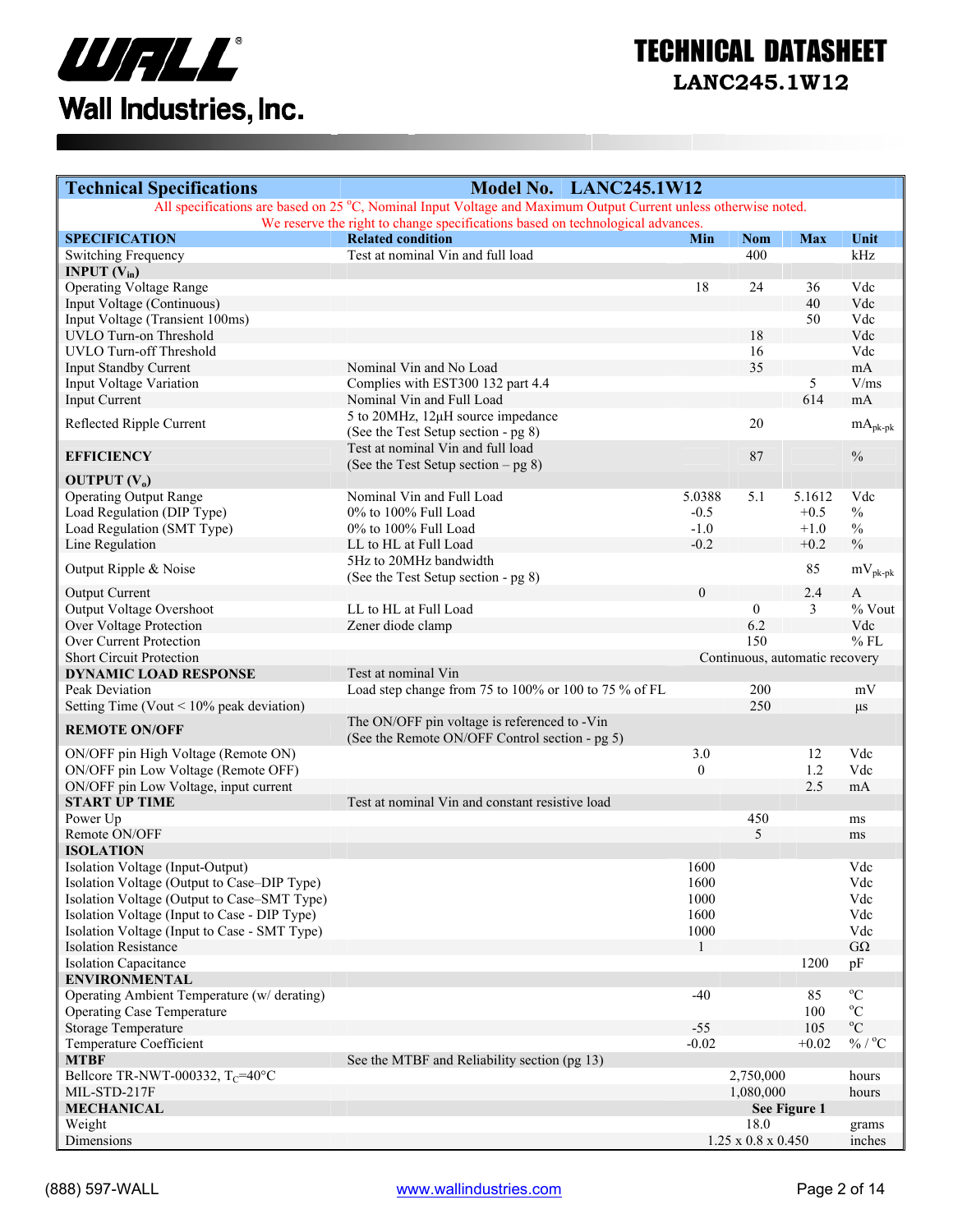# TECHNICAL DATASHEET

## LANC245.1W12

| Technical Specifications | Model No. LANC245.1W12 | | | | |
|---|---|---|---|---|---|
| All specifications are based on 25 °C, Nominal Input Voltage and Maximum Output Current unless otherwise noted. We reserve the right to change specifications based on technological advances. | | | | | |
| **SPECIFICATION** | **Related condition** | **Min** | **Nom** | **Max** | **Unit** |
| Switching Frequency | Test at nominal Vin and full load | | 400 | | kHz |
| **INPUT ($V_{in}$)** | | | | | |
| Operating Voltage Range | | 18 | 24 | 36 | Vdc |
| Input Voltage (Continuous) | | | | 40 | Vdc |
| Input Voltage (Transient 100ms) | | | | 50 | Vdc |
| UVLO Turn-on Threshold | | | 18 | | Vdc |
| UVLO Turn-off Threshold | | | 16 | | Vdc |
| Input Standby Current | Nominal Vin and No Load | | 35 | | mA |
| Input Voltage Variation | Complies with EST300 132 part 4.4 | | | 5 | V/ms |
| Input Current | Nominal Vin and Full Load | | | 614 | mA |
| Reflected Ripple Current | 5 to 20MHz, 12μH source impedance (See the Test Setup section - pg 8) | | 20 | | $mA_{pk-pk}$ |
| **EFFICIENCY** | Test at nominal Vin and full load (See the Test Setup section – pg 8) | | 87 | | % |
| **OUTPUT ($V_o$)** | | | | | |
| Operating Output Range | Nominal Vin and Full Load | 5.0388 | 5.1 | 5.1612 | Vdc |
| Load Regulation (DIP Type) | 0% to 100% Full Load | -0.5 | | +0.5 | % |
| Load Regulation (SMT Type) | 0% to 100% Full Load | -1.0 | | +1.0 | % |
| Line Regulation | LL to HL at Full Load | -0.2 | | +0.2 | % |
| Output Ripple & Noise | 5Hz to 20MHz bandwidth (See the Test Setup section - pg 8) | | | 85 | $mV_{pk-pk}$ |
| Output Current | | 0 | | 2.4 | A |
| Output Voltage Overshoot | LL to HL at Full Load | | 0 | 3 | % Vout |
| Over Voltage Protection | Zener diode clamp | | 6.2 | | Vdc |
| Over Current Protection | | | 150 | | % FL |
| Short Circuit Protection | | Continuous, automatic recovery | | | |
| **DYNAMIC LOAD RESPONSE** | Test at nominal Vin | | | | |
| Peak Deviation | Load step change from 75 to 100% or 100 to 75 % of FL | | 200 | | mV |
| Setting Time (Vout < 10% peak deviation) | | | 250 | | μs |
| **REMOTE ON/OFF** | The ON/OFF pin voltage is referenced to -Vin (See the Remote ON/OFF Control section - pg 5) | | | | |
| ON/OFF pin High Voltage (Remote ON) | | 3.0 | | 12 | Vdc |
| ON/OFF pin Low Voltage (Remote OFF) | | 0 | | 1.2 | Vdc |
| ON/OFF pin Low Voltage, input current | | | | 2.5 | mA |
| **START UP TIME** | Test at nominal Vin and constant resistive load | | | | |
| Power Up | | | 450 | | ms |
| Remote ON/OFF | | | 5 | | ms |
| **ISOLATION** | | | | | |
| Isolation Voltage (Input-Output) | | 1600 | | | Vdc |
| Isolation Voltage (Output to Case–DIP Type) | | 1600 | | | Vdc |
| Isolation Voltage (Output to Case–SMT Type) | | 1000 | | | Vdc |
| Isolation Voltage (Input to Case - DIP Type) | | 1600 | | | Vdc |
| Isolation Voltage (Input to Case - SMT Type) | | 1000 | | | Vdc |
| Isolation Resistance | | 1 | | | GΩ |
| Isolation Capacitance | | | | 1200 | pF |
| **ENVIRONMENTAL** | | | | | |
| Operating Ambient Temperature (w/ derating) | | -40 | | 85 | °C |
| Operating Case Temperature | | | | 100 | °C |
| Storage Temperature | | -55 | | 105 | °C |
| Temperature Coefficient | | -0.02 | | +0.02 | % / °C |
| **MTBF** | See the MTBF and Reliability section (pg 13) | | | | |
| Bellcore TR-NWT-000332, $T_C$=40°C | | | 2,750,000 | | hours |
| MIL-STD-217F | | | 1,080,000 | | hours |
| **MECHANICAL** | | | **See Figure 1** | | |
| Weight | | | 18.0 | | grams |
| Dimensions | | | 1.25 x 0.8 x 0.450 | | inches |

(888) 597-WALL www.wallindustries.com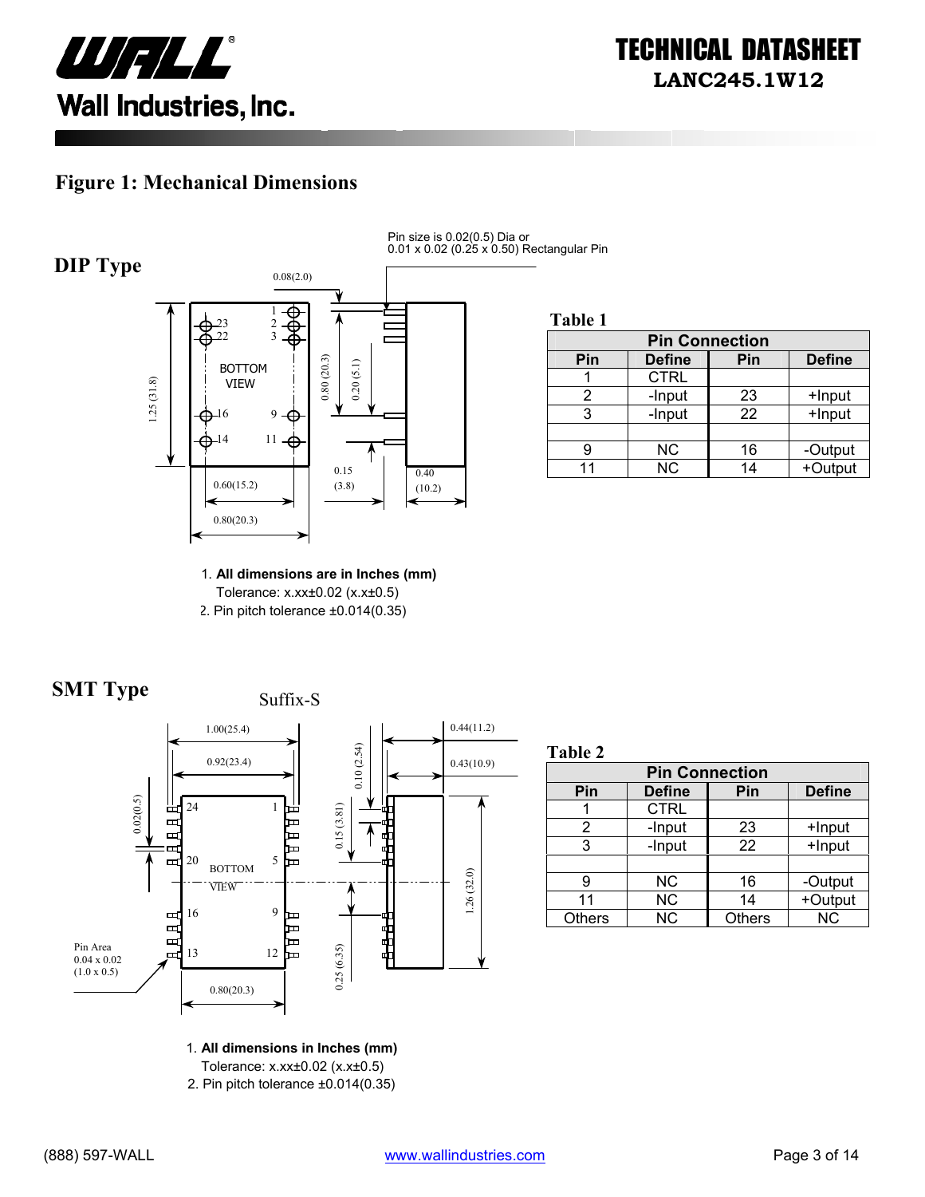# Figure 1: Mechanical Dimensions

## DIP Type

Pin size is 0.02(0.5) Dia or 0.01 x 0.02 (0.25 x 0.50) Rectangular Pin

**Table 1**

| Pin Connection | | | |
|---|---|---|---|
| **Pin** | **Define** | **Pin** | **Define** |
| 1 | CTRL | | |
| 2 | -Input | 23 | +Input |
| 3 | -Input | 22 | +Input |
| | | | |
| 9 | NC | 16 | -Output |
| 11 | NC | 14 | +Output |

1. **All dimensions are in Inches (mm)**
   Tolerance: x.xx±0.02 (x.x±0.5)
2. Pin pitch tolerance ±0.014(0.35)

## SMT Type

Suffix-S

**Table 2**

| Pin Connection | | | |
|---|---|---|---|
| **Pin** | **Define** | **Pin** | **Define** |
| 1 | CTRL | | |
| 2 | -Input | 23 | +Input |
| 3 | -Input | 22 | +Input |
| | | | |
| 9 | NC | 16 | -Output |
| 11 | NC | 14 | +Output |
| Others | NC | Others | NC |

1. **All dimensions in Inches (mm)**
   Tolerance: x.xx±0.02 (x.x±0.5)
2. Pin pitch tolerance ±0.014(0.35)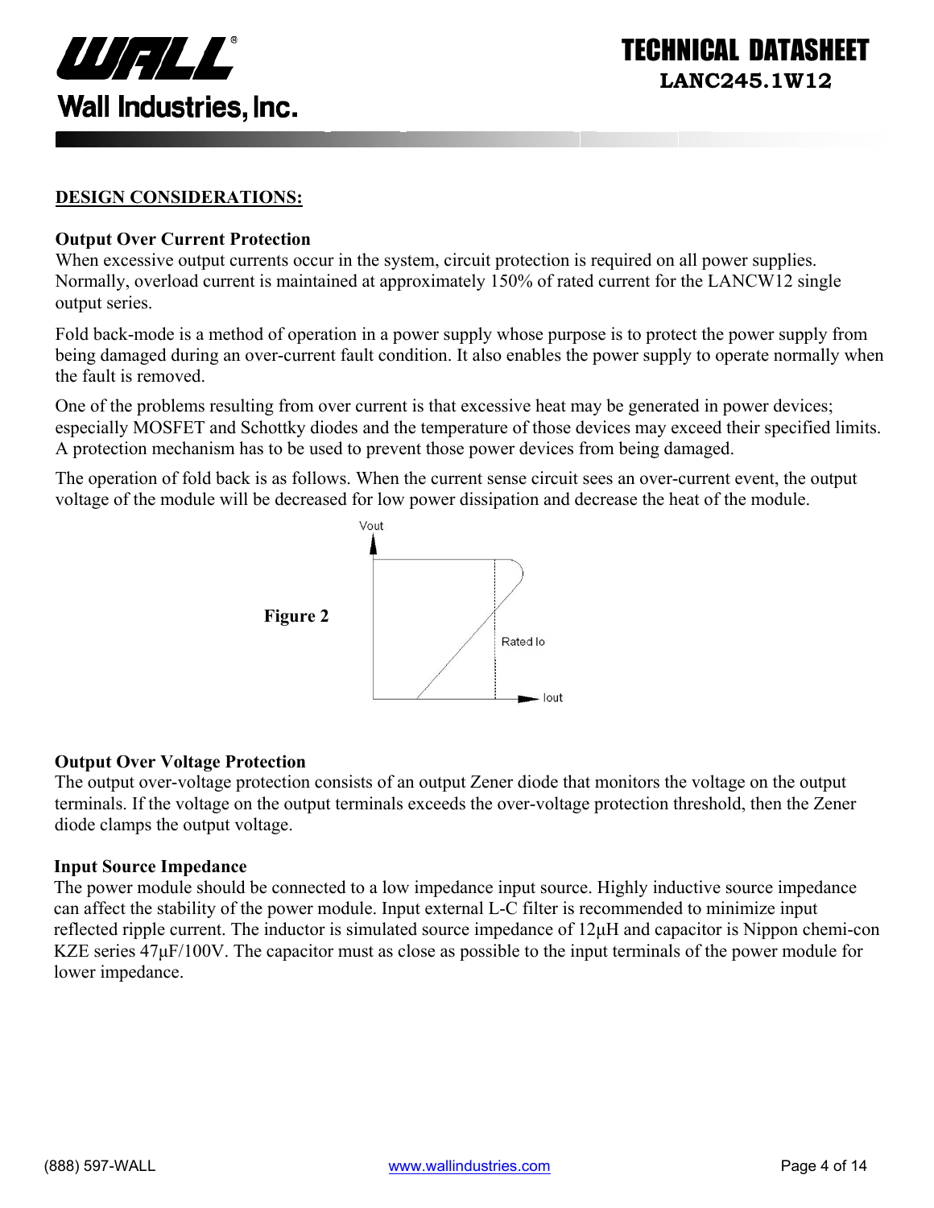## DESIGN CONSIDERATIONS:

### Output Over Current Protection

When excessive output currents occur in the system, circuit protection is required on all power supplies. Normally, overload current is maintained at approximately 150% of rated current for the LANCW12 single output series.

Fold back-mode is a method of operation in a power supply whose purpose is to protect the power supply from being damaged during an over-current fault condition. It also enables the power supply to operate normally when the fault is removed.

One of the problems resulting from over current is that excessive heat may be generated in power devices; especially MOSFET and Schottky diodes and the temperature of those devices may exceed their specified limits. A protection mechanism has to be used to prevent those power devices from being damaged.

The operation of fold back is as follows. When the current sense circuit sees an over-current event, the output voltage of the module will be decreased for low power dissipation and decrease the heat of the module.

**Figure 2**

### Output Over Voltage Protection

The output over-voltage protection consists of an output Zener diode that monitors the voltage on the output terminals. If the voltage on the output terminals exceeds the over-voltage protection threshold, then the Zener diode clamps the output voltage.

### Input Source Impedance

The power module should be connected to a low impedance input source. Highly inductive source impedance can affect the stability of the power module. Input external L-C filter is recommended to minimize input reflected ripple current. The inductor is simulated source impedance of 12μH and capacitor is Nippon chemi-con KZE series 47μF/100V. The capacitor must as close as possible to the input terminals of the power module for lower impedance.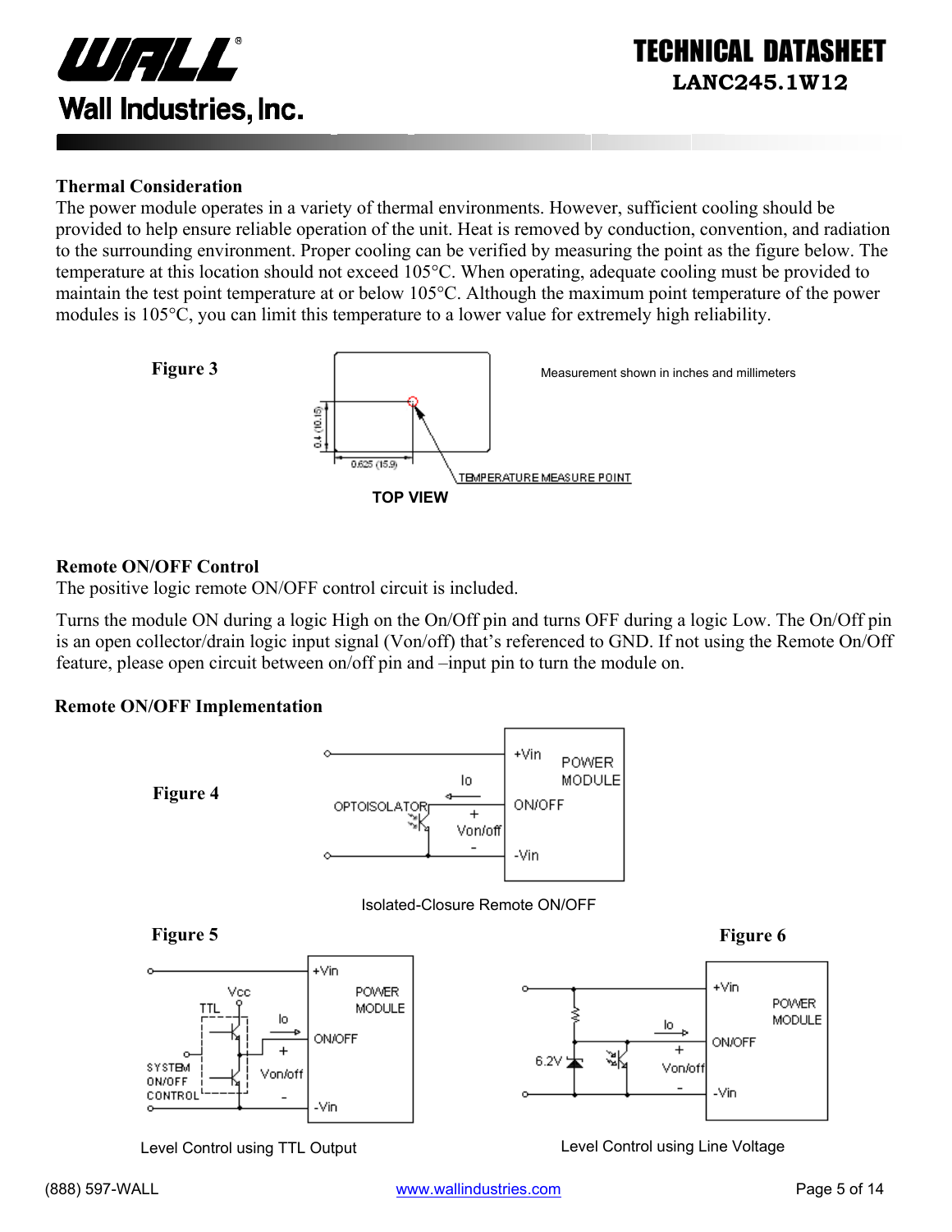## Thermal Consideration

The power module operates in a variety of thermal environments. However, sufficient cooling should be provided to help ensure reliable operation of the unit. Heat is removed by conduction, convention, and radiation to the surrounding environment. Proper cooling can be verified by measuring the point as the figure below. The temperature at this location should not exceed 105°C. When operating, adequate cooling must be provided to maintain the test point temperature at or below 105°C. Although the maximum point temperature of the power modules is 105°C, you can limit this temperature to a lower value for extremely high reliability.

**Figure 3**

Measurement shown in inches and millimeters

0.4 (10.15)

0.625 (15.9)

TEMPERATURE MEASURE POINT

TOP VIEW

## Remote ON/OFF Control

The positive logic remote ON/OFF control circuit is included.

Turns the module ON during a logic High on the On/Off pin and turns OFF during a logic Low. The On/Off pin is an open collector/drain logic input signal (Von/off) that's referenced to GND. If not using the Remote On/Off feature, please open circuit between on/off pin and –input pin to turn the module on.

## Remote ON/OFF Implementation

**Figure 4**

Isolated-Closure Remote ON/OFF

**Figure 5**

Level Control using TTL Output

**Figure 6**

Level Control using Line Voltage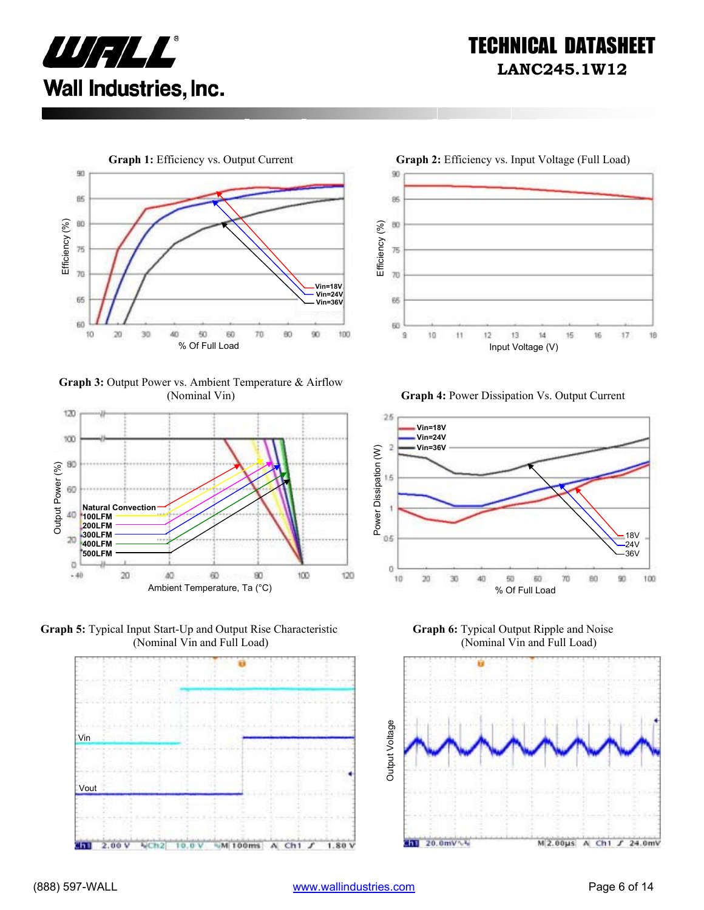**Graph 1:** Efficiency vs. Output Current

**Graph 2:** Efficiency vs. Input Voltage (Full Load)

**Graph 3:** Output Power vs. Ambient Temperature & Airflow (Nominal Vin)

**Graph 4:** Power Dissipation Vs. Output Current

**Graph 5:** Typical Input Start-Up and Output Rise Characteristic (Nominal Vin and Full Load)

**Graph 6:** Typical Output Ripple and Noise (Nominal Vin and Full Load)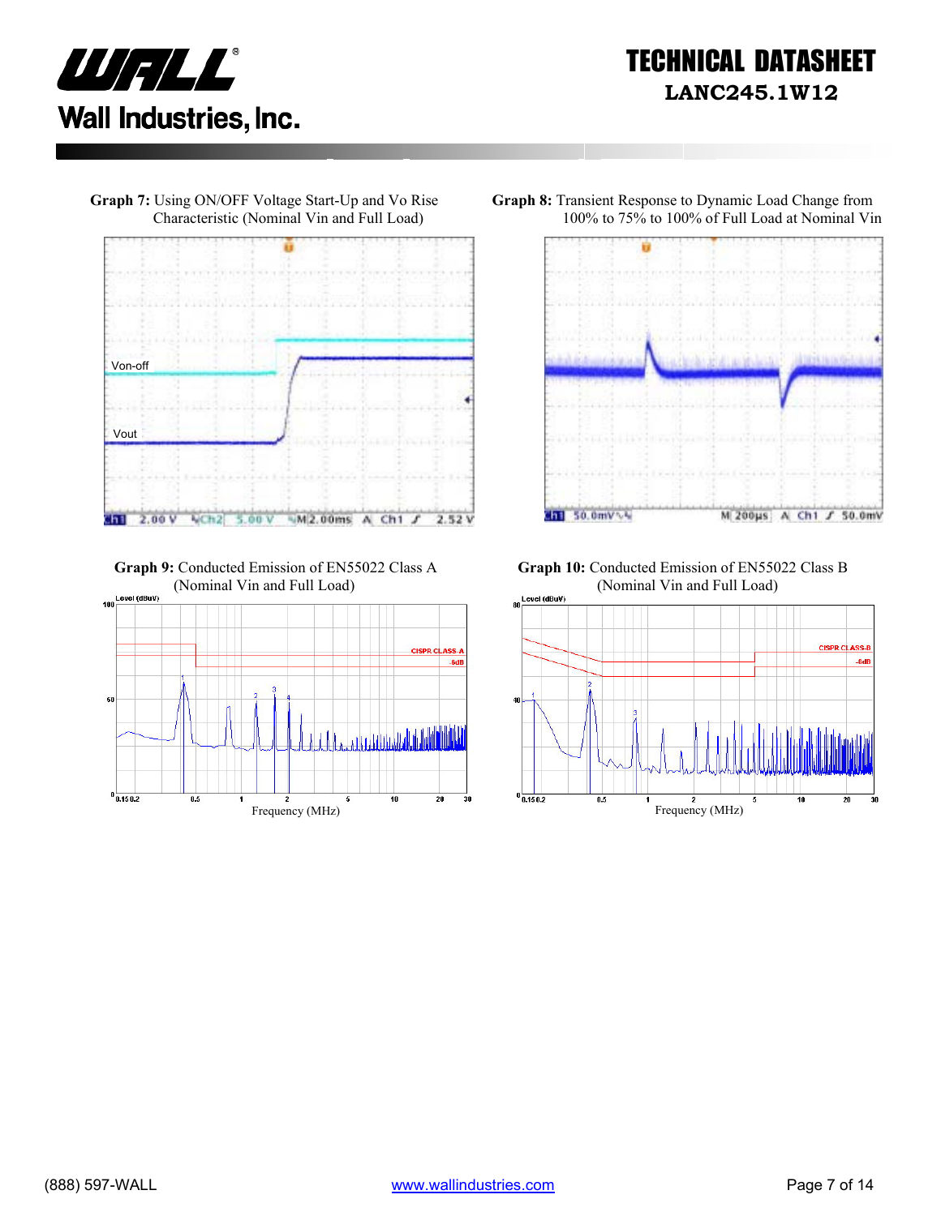**Graph 7:** Using ON/OFF Voltage Start-Up and Vo Rise Characteristic (Nominal Vin and Full Load)

**Graph 8:** Transient Response to Dynamic Load Change from 100% to 75% to 100% of Full Load at Nominal Vin

**Graph 9:** Conducted Emission of EN55022 Class A (Nominal Vin and Full Load)

**Graph 10:** Conducted Emission of EN55022 Class B (Nominal Vin and Full Load)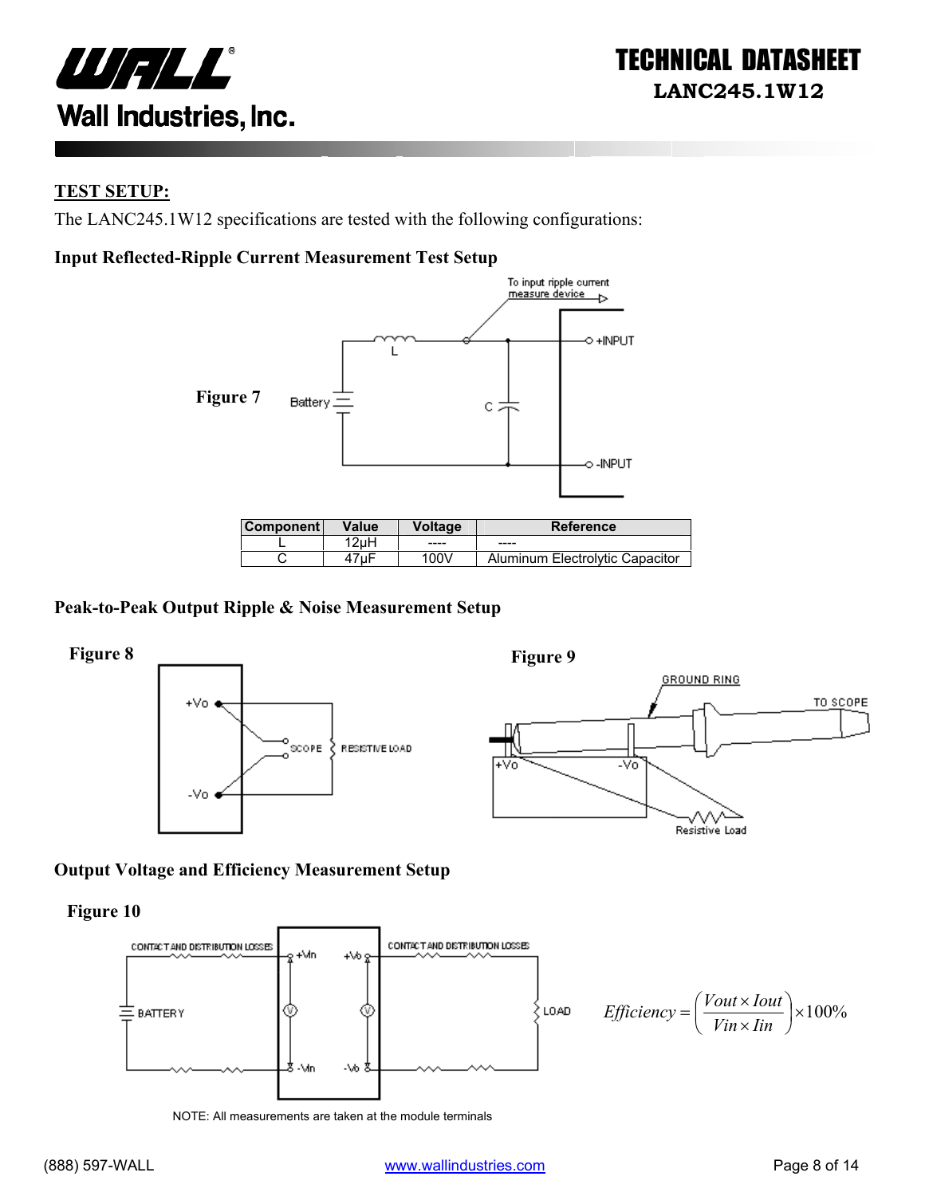## TEST SETUP:

The LANC245.1W12 specifications are tested with the following configurations:

### Input Reflected-Ripple Current Measurement Test Setup

**Figure 7**

| Component | Value | Voltage | Reference |
|---|---|---|---|
| L | 12µH | ---- | ---- |
| C | 47µF | 100V | Aluminum Electrolytic Capacitor |

### Peak-to-Peak Output Ripple & Noise Measurement Setup

**Figure 8**

**Figure 9**

### Output Voltage and Efficiency Measurement Setup

**Figure 10**

$$Efficiency = \left( \frac{Vout \times Iout}{Vin \times Iin} \right) \times 100\%$$

NOTE: All measurements are taken at the module terminals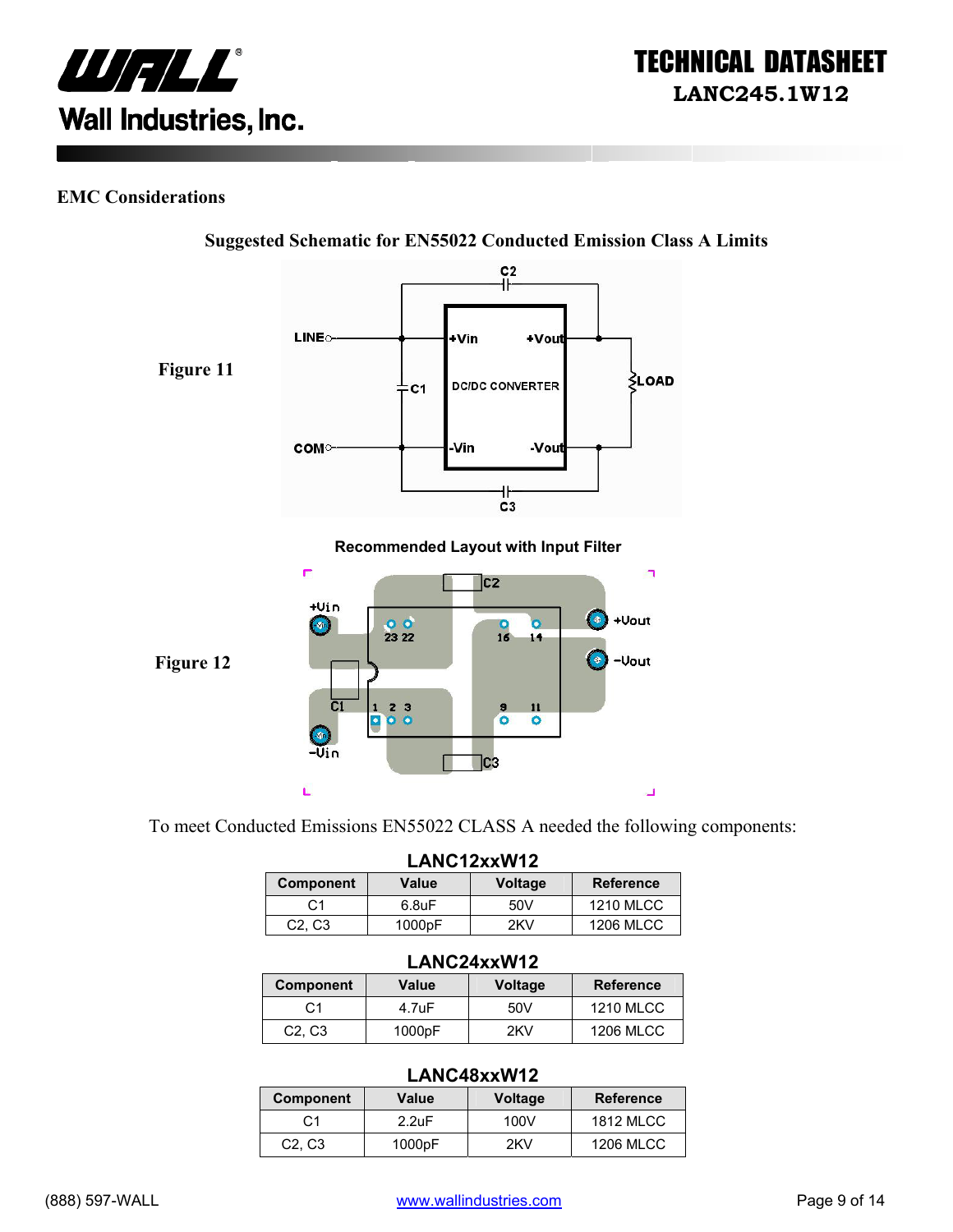## EMC Considerations

**Suggested Schematic for EN55022 Conducted Emission Class A Limits**

**Figure 11**

**Recommended Layout with Input Filter**

**Figure 12**

To meet Conducted Emissions EN55022 CLASS A needed the following components:

**LANC12xxW12**

| Component | Value | Voltage | Reference |
|---|---|---|---|
| C1 | 6.8uF | 50V | 1210 MLCC |
| C2, C3 | 1000pF | 2KV | 1206 MLCC |

**LANC24xxW12**

| Component | Value | Voltage | Reference |
|---|---|---|---|
| C1 | 4.7uF | 50V | 1210 MLCC |
| C2, C3 | 1000pF | 2KV | 1206 MLCC |

**LANC48xxW12**

| Component | Value | Voltage | Reference |
|---|---|---|---|
| C1 | 2.2uF | 100V | 1812 MLCC |
| C2, C3 | 1000pF | 2KV | 1206 MLCC |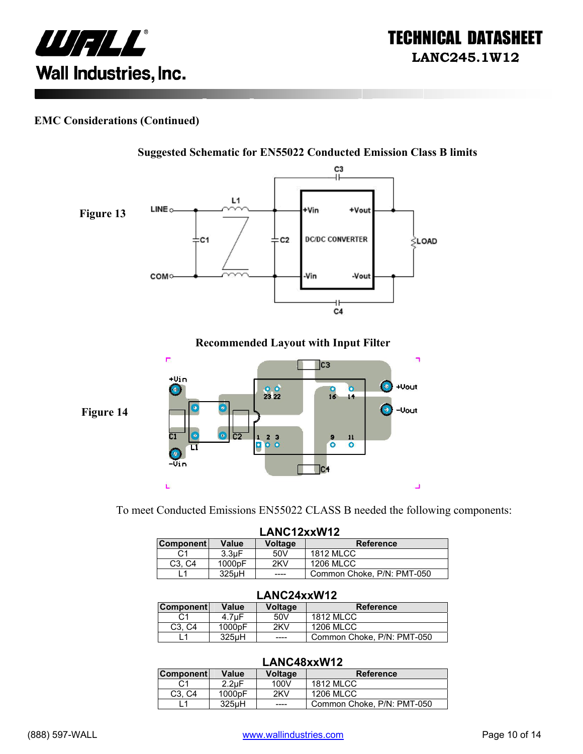## EMC Considerations (Continued)

**Suggested Schematic for EN55022 Conducted Emission Class B limits**

**Figure 13**

**Recommended Layout with Input Filter**

**Figure 14**

To meet Conducted Emissions EN55022 CLASS B needed the following components:

**LANC12xxW12**

| Component | Value | Voltage | Reference |
|---|---|---|---|
| C1 | 3.3μF | 50V | 1812 MLCC |
| C3, C4 | 1000pF | 2KV | 1206 MLCC |
| L1 | 325μH | ---- | Common Choke, P/N: PMT-050 |

**LANC24xxW12**

| Component | Value | Voltage | Reference |
|---|---|---|---|
| C1 | 4.7μF | 50V | 1812 MLCC |
| C3, C4 | 1000pF | 2KV | 1206 MLCC |
| L1 | 325μH | ---- | Common Choke, P/N: PMT-050 |

**LANC48xxW12**

| Component | Value | Voltage | Reference |
|---|---|---|---|
| C1 | 2.2μF | 100V | 1812 MLCC |
| C3, C4 | 1000pF | 2KV | 1206 MLCC |
| L1 | 325μH | ---- | Common Choke, P/N: PMT-050 |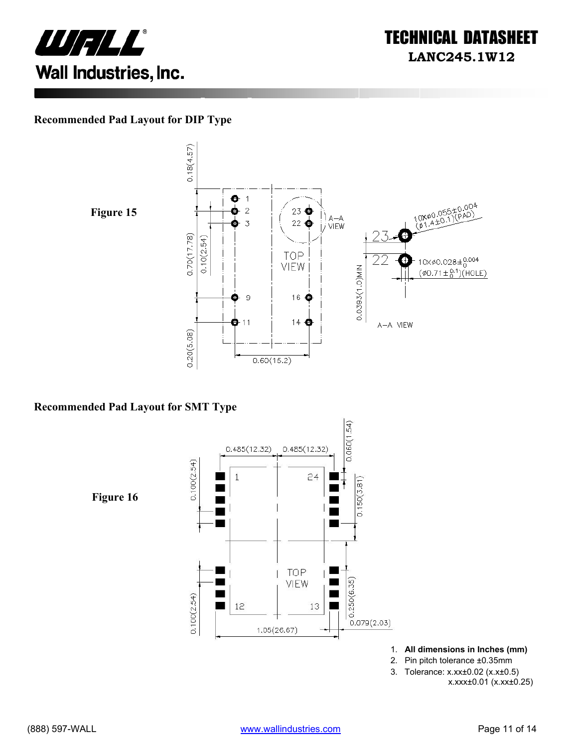## Recommended Pad Layout for DIP Type

**Figure 15**

## Recommended Pad Layout for SMT Type

**Figure 16**

1. **All dimensions in Inches (mm)**
2. Pin pitch tolerance ±0.35mm
3. Tolerance: x.xx±0.02 (x.x±0.5)
   x.xxx±0.01 (x.xx±0.25)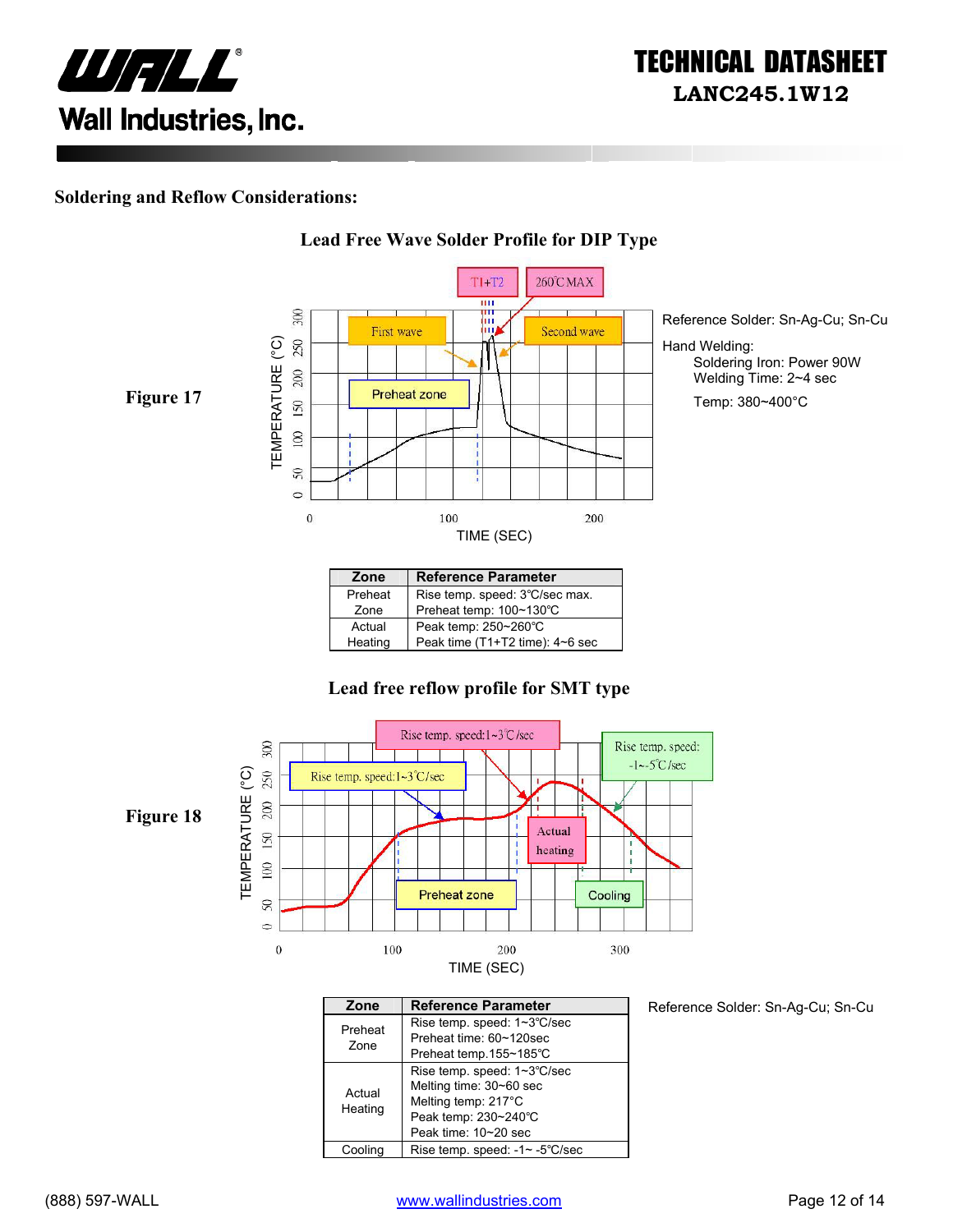## Soldering and Reflow Considerations:

### Lead Free Wave Solder Profile for DIP Type

Figure 17

Reference Solder: Sn-Ag-Cu; Sn-Cu

Hand Welding:

Soldering Iron: Power 90W

Welding Time: 2~4 sec

Temp: 380~400°C

| Zone | Reference Parameter |
|---|---|
| Preheat Zone | Rise temp. speed: 3℃/sec max.<br>Preheat temp: 100~130℃ |
| Actual Heating | Peak temp: 250~260℃<br>Peak time (T1+T2 time): 4~6 sec |

### Lead free reflow profile for SMT type

Figure 18

| Zone | Reference Parameter |
|---|---|
| Preheat Zone | Rise temp. speed: 1~3℃/sec<br>Preheat time: 60~120sec<br>Preheat temp.155~185℃ |
| Actual Heating | Rise temp. speed: 1~3℃/sec<br>Melting time: 30~60 sec<br>Melting temp: 217°C<br>Peak temp: 230~240℃<br>Peak time: 10~20 sec |
| Cooling | Rise temp. speed: -1~ -5℃/sec |

Reference Solder: Sn-Ag-Cu; Sn-Cu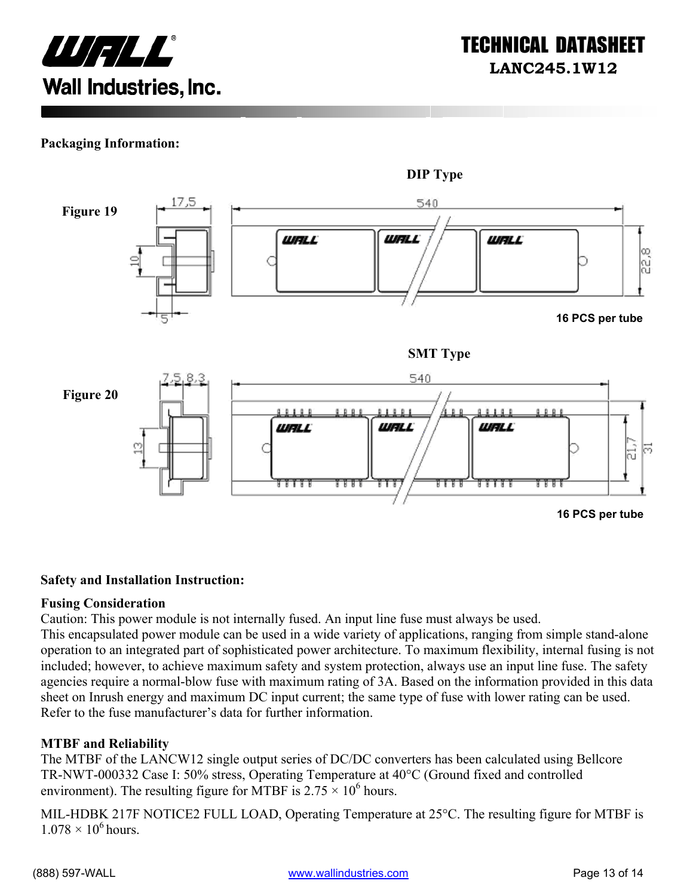## Packaging Information:

**DIP Type**

**Figure 19**

16 PCS per tube

**SMT Type**

**Figure 20**

16 PCS per tube

## Safety and Installation Instruction:

### Fusing Consideration

Caution: This power module is not internally fused. An input line fuse must always be used.
This encapsulated power module can be used in a wide variety of applications, ranging from simple stand-alone operation to an integrated part of sophisticated power architecture. To maximum flexibility, internal fusing is not included; however, to achieve maximum safety and system protection, always use an input line fuse. The safety agencies require a normal-blow fuse with maximum rating of 3A. Based on the information provided in this data sheet on Inrush energy and maximum DC input current; the same type of fuse with lower rating can be used. Refer to the fuse manufacturer's data for further information.

### MTBF and Reliability

The MTBF of the LANCW12 single output series of DC/DC converters has been calculated using Bellcore TR-NWT-000332 Case I: 50% stress, Operating Temperature at 40°C (Ground fixed and controlled environment). The resulting figure for MTBF is $2.75 \times 10^6$ hours.

MIL-HDBK 217F NOTICE2 FULL LOAD, Operating Temperature at 25°C. The resulting figure for MTBF is $1.078 \times 10^6$ hours.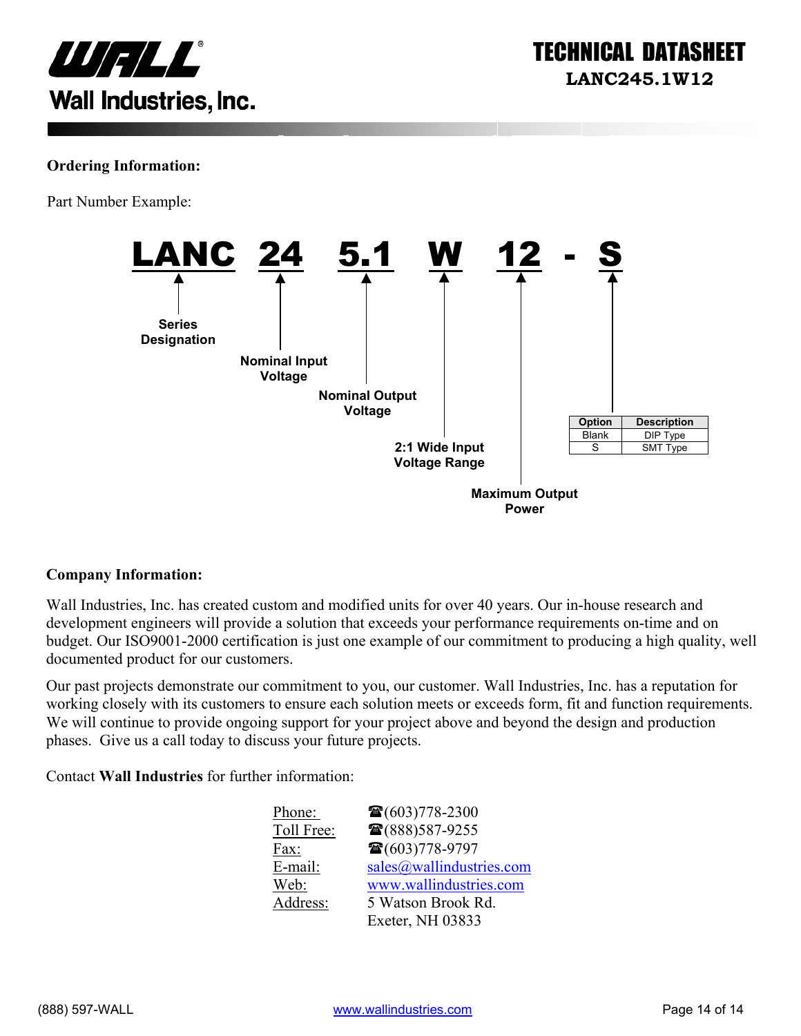**Ordering Information:**

Part Number Example:

LANC 24 5.1 W 12 - S

- LANC: Series Designation
- 24: Nominal Input Voltage
- 5.1: Nominal Output Voltage
- W: 2:1 Wide Input Voltage Range
- 12: Maximum Output Power
- S: Option

| Option | Description |
|---|---|
| Blank | DIP Type |
| S | SMT Type |

**Company Information:**

Wall Industries, Inc. has created custom and modified units for over 40 years. Our in-house research and development engineers will provide a solution that exceeds your performance requirements on-time and on budget. Our ISO9001-2000 certification is just one example of our commitment to producing a high quality, well documented product for our customers.

Our past projects demonstrate our commitment to you, our customer. Wall Industries, Inc. has a reputation for working closely with its customers to ensure each solution meets or exceeds form, fit and function requirements. We will continue to provide ongoing support for your project above and beyond the design and production phases. Give us a call today to discuss your future projects.

Contact **Wall Industries** for further information:

| | |
|---|---|
| Phone: | ☎(603)778-2300 |
| Toll Free: | ☎(888)587-9255 |
| Fax: | ☎(603)778-9797 |
| E-mail: | sales@wallindustries.com |
| Web: | www.wallindustries.com |
| Address: | 5 Watson Brook Rd. Exeter, NH 03833 |